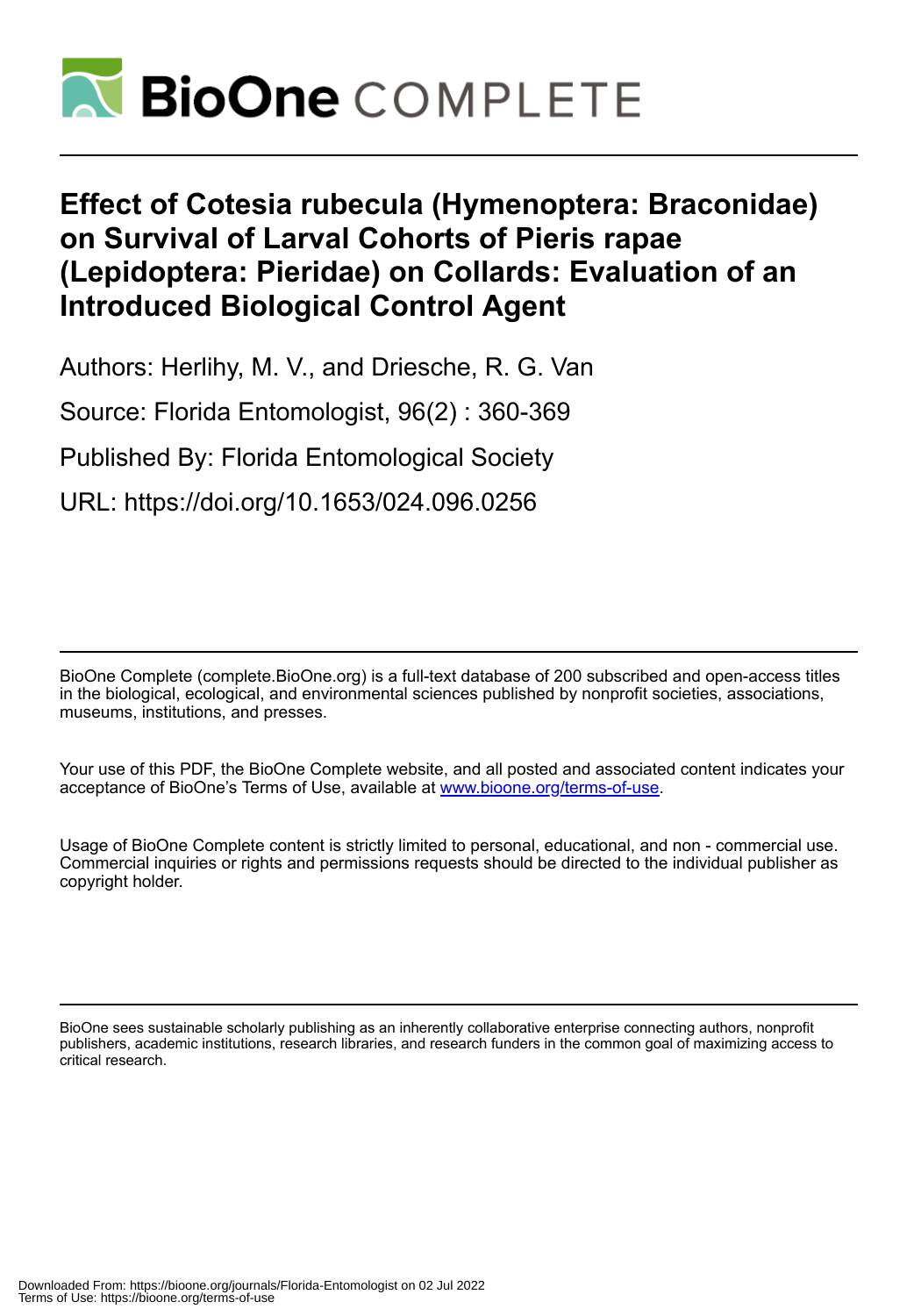# BioOne COMPLETE

# Effect of Cotesia rubecula (Hymenoptera: Braconidae) on Survival of Larval Cohorts of Pieris rapae (Lepidoptera: Pieridae) on Collards: Evaluation of an Introduced Biological Control Agent

Authors: Herlihy, M. V., and Driesche, R. G. Van

Source: Florida Entomologist, 96(2) : 360-369

Published By: Florida Entomological Society

URL: https://doi.org/10.1653/024.096.0256

BioOne Complete (complete.BioOne.org) is a full-text database of 200 subscribed and open-access titles in the biological, ecological, and environmental sciences published by nonprofit societies, associations, museums, institutions, and presses.

Your use of this PDF, the BioOne Complete website, and all posted and associated content indicates your acceptance of BioOne's Terms of Use, available at www.bioone.org/terms-of-use.

Usage of BioOne Complete content is strictly limited to personal, educational, and non - commercial use. Commercial inquiries or rights and permissions requests should be directed to the individual publisher as copyright holder.

BioOne sees sustainable scholarly publishing as an inherently collaborative enterprise connecting authors, nonprofit publishers, academic institutions, research libraries, and research funders in the common goal of maximizing access to critical research.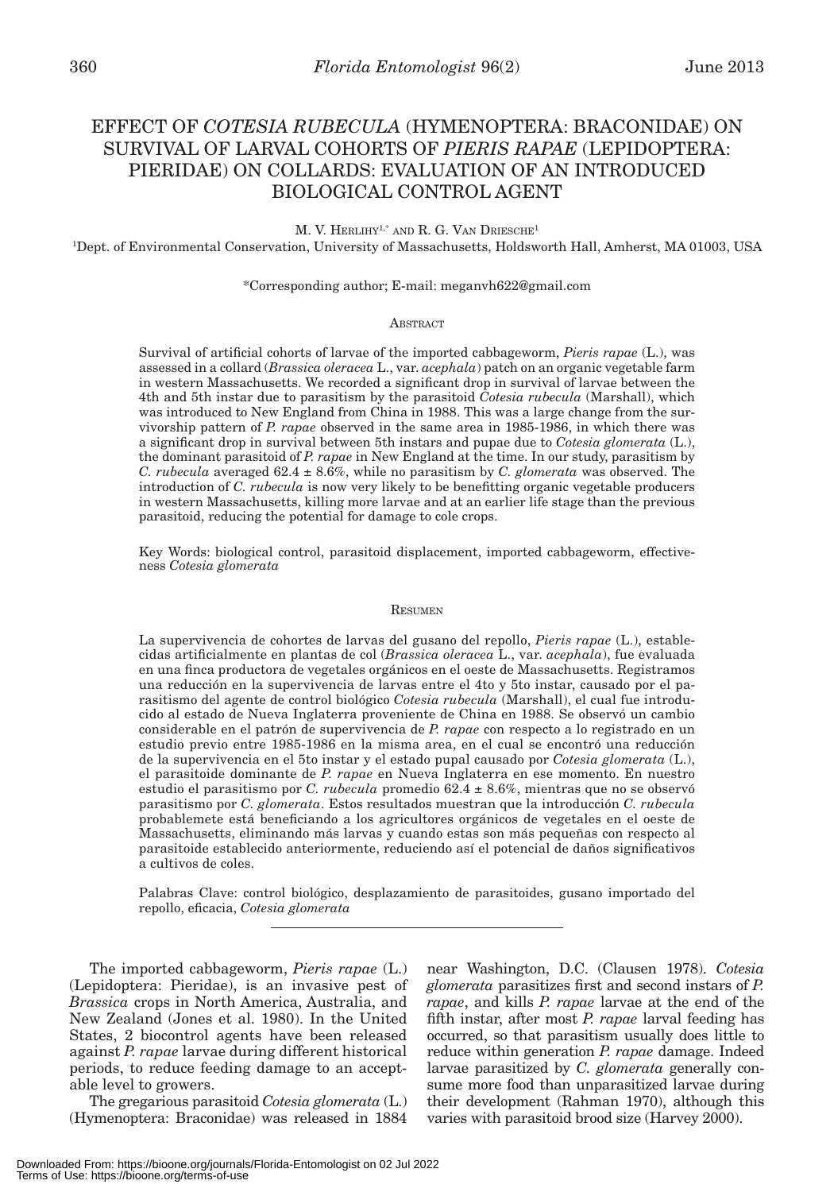# EFFECT OF *COTESIA RUBECULA* (HYMENOPTERA: BRACONIDAE) ON SURVIVAL OF LARVAL COHORTS OF *PIERIS RAPAE* (LEPIDOPTERA: PIERIDAE) ON COLLARDS: EVALUATION OF AN INTRODUCED BIOLOGICAL CONTROL AGENT

M. V. HERLIHY[1,*] AND R. G. VAN DRIESCHE[1]

[1]Dept. of Environmental Conservation, University of Massachusetts, Holdsworth Hall, Amherst, MA 01003, USA

*Corresponding author; E-mail: meganvh622@gmail.com

## ABSTRACT

Survival of artificial cohorts of larvae of the imported cabbageworm, *Pieris rapae* (L.), was assessed in a collard (*Brassica oleracea* L., var. *acephala*) patch on an organic vegetable farm in western Massachusetts. We recorded a significant drop in survival of larvae between the 4th and 5th instar due to parasitism by the parasitoid *Cotesia rubecula* (Marshall), which was introduced to New England from China in 1988. This was a large change from the survivorship pattern of *P. rapae* observed in the same area in 1985-1986, in which there was a significant drop in survival between 5th instars and pupae due to *Cotesia glomerata* (L.), the dominant parasitoid of *P. rapae* in New England at the time. In our study, parasitism by *C. rubecula* averaged 62.4 ± 8.6%, while no parasitism by *C. glomerata* was observed. The introduction of *C. rubecula* is now very likely to be benefitting organic vegetable producers in western Massachusetts, killing more larvae and at an earlier life stage than the previous parasitoid, reducing the potential for damage to cole crops.

Key Words: biological control, parasitoid displacement, imported cabbageworm, effectiveness *Cotesia glomerata*

## RESUMEN

La supervivencia de cohortes de larvas del gusano del repollo, *Pieris rapae* (L.), establecidas artificialmente en plantas de col (*Brassica oleracea* L., var. *acephala*), fue evaluada en una finca productora de vegetales orgánicos en el oeste de Massachusetts. Registramos una reducción en la supervivencia de larvas entre el 4to y 5to instar, causado por el parasitismo del agente de control biológico *Cotesia rubecula* (Marshall), el cual fue introducido al estado de Nueva Inglaterra proveniente de China en 1988. Se observó un cambio considerable en el patrón de supervivencia de *P. rapae* con respecto a lo registrado en un estudio previo entre 1985-1986 en la misma area, en el cual se encontró una reducción de la supervivencia en el 5to instar y el estado pupal causado por *Cotesia glomerata* (L.), el parasitoide dominante de *P. rapae* en Nueva Inglaterra en ese momento. En nuestro estudio el parasitismo por *C. rubecula* promedio 62.4 ± 8.6%, mientras que no se observó parasitismo por *C. glomerata*. Estos resultados muestran que la introducción *C. rubecula* probablemete está beneficiando a los agricultores orgánicos de vegetales en el oeste de Massachusetts, eliminando más larvas y cuando estas son más pequeñas con respecto al parasitoide establecido anteriormente, reduciendo así el potencial de daños significativos a cultivos de coles.

Palabras Clave: control biológico, desplazamiento de parasitoides, gusano importado del repollo, eficacia, *Cotesia glomerata*

---

The imported cabbageworm, *Pieris rapae* (L.) (Lepidoptera: Pieridae), is an invasive pest of *Brassica* crops in North America, Australia, and New Zealand (Jones et al. 1980). In the United States, 2 biocontrol agents have been released against *P. rapae* larvae during different historical periods, to reduce feeding damage to an acceptable level to growers.

The gregarious parasitoid *Cotesia glomerata* (L.) (Hymenoptera: Braconidae) was released in 1884 near Washington, D.C. (Clausen 1978). *Cotesia glomerata* parasitizes first and second instars of *P. rapae*, and kills *P. rapae* larvae at the end of the fifth instar, after most *P. rapae* larval feeding has occurred, so that parasitism usually does little to reduce within generation *P. rapae* damage. Indeed larvae parasitized by *C. glomerata* generally consume more food than unparasitized larvae during their development (Rahman 1970), although this varies with parasitoid brood size (Harvey 2000).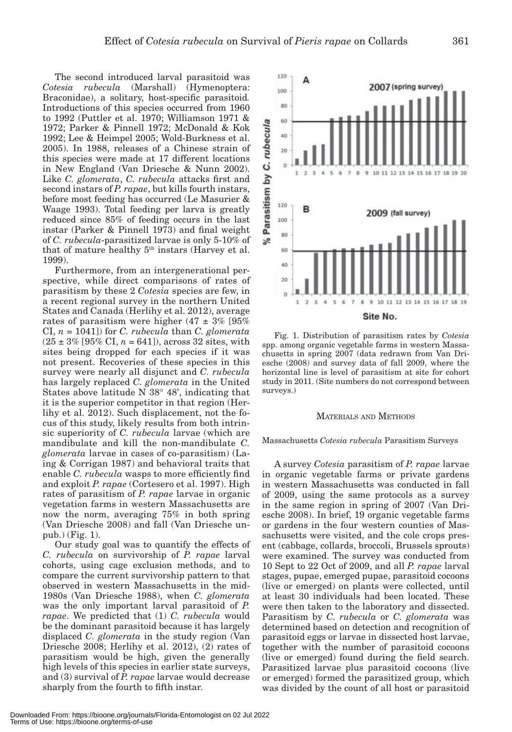The second introduced larval parasitoid was *Cotesia rubecula* (Marshall) (Hymenoptera: Braconidae), a solitary, host-specific parasitoid. Introductions of this species occurred from 1960 to 1992 (Puttler et al. 1970; Williamson 1971 & 1972; Parker & Pinnell 1972; McDonald & Kok 1992; Lee & Heimpel 2005; Wold-Burkness et al. 2005). In 1988, releases of a Chinese strain of this species were made at 17 different locations in New England (Van Driesche & Nunn 2002). Like *C. glomerata*, *C. rubecula* attacks first and second instars of *P. rapae*, but kills fourth instars, before most feeding has occurred (Le Masurier & Waage 1993). Total feeding per larva is greatly reduced since 85% of feeding occurs in the last instar (Parker & Pinnell 1973) and final weight of *C. rubecula*-parasitized larvae is only 5-10% of that of mature healthy 5th instars (Harvey et al. 1999).

Furthermore, from an intergenerational perspective, while direct comparisons of rates of parasitism by these 2 *Cotesia* species are few, in a recent regional survey in the northern United States and Canada (Herlihy et al. 2012), average rates of parasitism were higher (47 ± 3% [95% CI, $n$ = 1041]) for *C. rubecula* than *C. glomerata* (25 ± 3% [95% CI, $n$ = 641]), across 32 sites, with sites being dropped for each species if it was not present. Recoveries of these species in this survey were nearly all disjunct and *C. rubecula* has largely replaced *C. glomerata* in the United States above latitude N 38° 48', indicating that it is the superior competitor in that region (Herlihy et al. 2012). Such displacement, not the focus of this study, likely results from both intrinsic superiority of *C. rubecula* larvae (which are mandibulate and kill the non-mandibulate *C. glomerata* larvae in cases of co-parasitism) (Laing & Corrigan 1987) and behavioral traits that enable *C. rubecula* wasps to more efficiently find and exploit *P. rapae* (Cortesero et al. 1997). High rates of parasitism of *P. rapae* larvae in organic vegetation farms in western Massachusetts are now the norm, averaging 75% in both spring (Van Driesche 2008) and fall (Van Driesche unpub.) (Fig. 1).

Our study goal was to quantify the effects of *C. rubecula* on survivorship of *P. rapae* larval cohorts, using cage exclusion methods, and to compare the current survivorship pattern to that observed in western Massachusetts in the mid-1980s (Van Driesche 1988), when *C. glomerata* was the only important larval parasitoid of *P. rapae*. We predicted that (1) *C. rubecula* would be the dominant parasitoid because it has largely displaced *C. glomerata* in the study region (Van Driesche 2008; Herlihy et al. 2012), (2) rates of parasitism would be high, given the generally high levels of this species in earlier state surveys, and (3) survival of *P. rapae* larvae would decrease sharply from the fourth to fifth instar.

Fig. 1. Distribution of parasitism rates by *Cotesia* spp. among organic vegetable farms in western Massachusetts in spring 2007 (data redrawn from Van Driesche (2008) and survey data of fall 2009, where the horizontal line is level of parasitism at site for cohort study in 2011. (Site numbers do not correspond between surveys.)

## Materials and Methods

### Massachusetts *Cotesia rubecula* Parasitism Surveys

A survey *Cotesia* parasitism of *P. rapae* larvae in organic vegetable farms or private gardens in western Massachusetts was conducted in fall of 2009, using the same protocols as a survey in the same region in spring of 2007 (Van Driesche 2008). In brief, 19 organic vegetable farms or gardens in the four western counties of Massachusetts were visited, and the cole crops present (cabbage, collards, broccoli, Brussels sprouts) were examined. The survey was conducted from 10 Sept to 22 Oct of 2009, and all *P. rapae* larval stages, pupae, emerged pupae, parasitoid cocoons (live or emerged) on plants were collected, until at least 30 individuals had been located. These were then taken to the laboratory and dissected. Parasitism by *C. rubecula* or *C. glomerata* was determined based on detection and recognition of parasitoid eggs or larvae in dissected host larvae, together with the number of parasitoid cocoons (live or emerged) found during the field search. Parasitized larvae plus parasitoid cocoons (live or emerged) formed the parasitized group, which was divided by the count of all host or parasitoid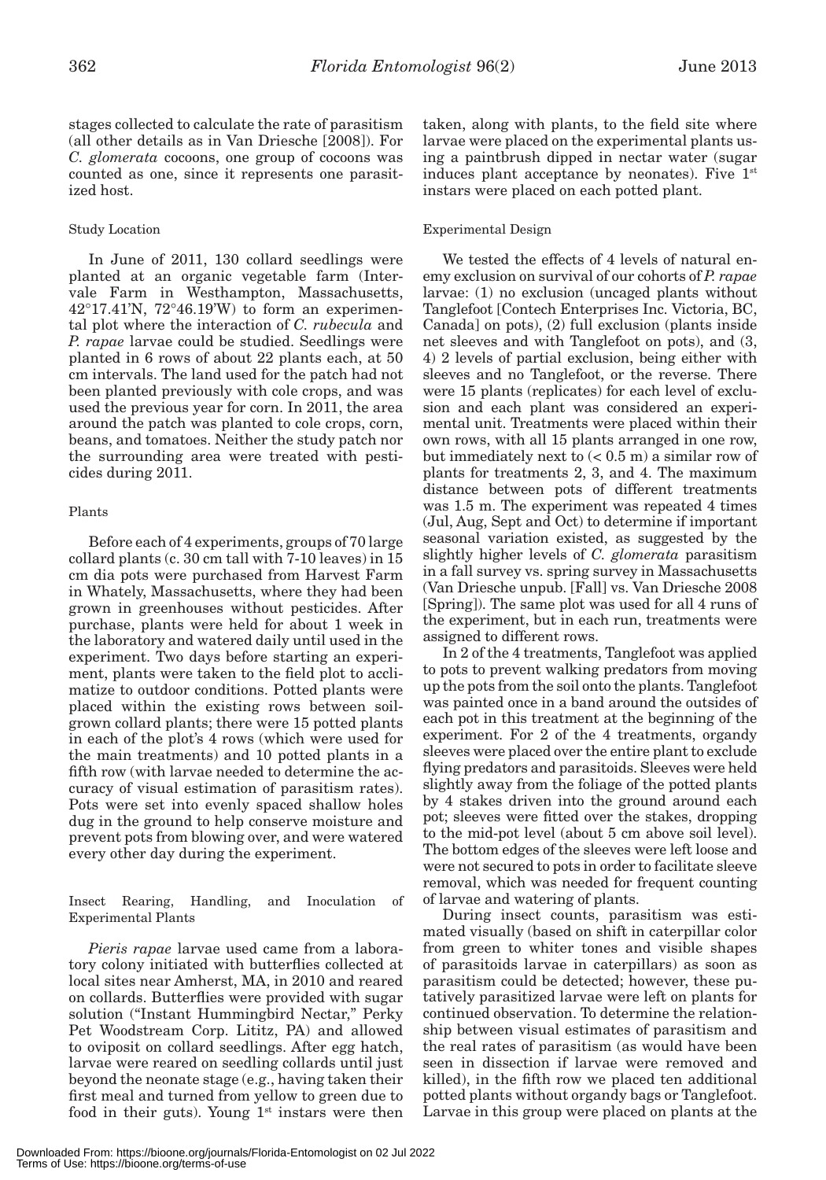stages collected to calculate the rate of parasitism (all other details as in Van Driesche [2008]). For *C. glomerata* cocoons, one group of cocoons was counted as one, since it represents one parasitized host.

### Study Location

In June of 2011, 130 collard seedlings were planted at an organic vegetable farm (Intervale Farm in Westhampton, Massachusetts, 42°17.41'N, 72°46.19'W) to form an experimental plot where the interaction of *C. rubecula* and *P. rapae* larvae could be studied. Seedlings were planted in 6 rows of about 22 plants each, at 50 cm intervals. The land used for the patch had not been planted previously with cole crops, and was used the previous year for corn. In 2011, the area around the patch was planted to cole crops, corn, beans, and tomatoes. Neither the study patch nor the surrounding area were treated with pesticides during 2011.

### Plants

Before each of 4 experiments, groups of 70 large collard plants (c. 30 cm tall with 7-10 leaves) in 15 cm dia pots were purchased from Harvest Farm in Whately, Massachusetts, where they had been grown in greenhouses without pesticides. After purchase, plants were held for about 1 week in the laboratory and watered daily until used in the experiment. Two days before starting an experiment, plants were taken to the field plot to acclimatize to outdoor conditions. Potted plants were placed within the existing rows between soil-grown collard plants; there were 15 potted plants in each of the plot's 4 rows (which were used for the main treatments) and 10 potted plants in a fifth row (with larvae needed to determine the accuracy of visual estimation of parasitism rates). Pots were set into evenly spaced shallow holes dug in the ground to help conserve moisture and prevent pots from blowing over, and were watered every other day during the experiment.

### Insect Rearing, Handling, and Inoculation of Experimental Plants

*Pieris rapae* larvae used came from a laboratory colony initiated with butterflies collected at local sites near Amherst, MA, in 2010 and reared on collards. Butterflies were provided with sugar solution ("Instant Hummingbird Nectar," Perky Pet Woodstream Corp. Lititz, PA) and allowed to oviposit on collard seedlings. After egg hatch, larvae were reared on seedling collards until just beyond the neonate stage (e.g., having taken their first meal and turned from yellow to green due to food in their guts). Young 1st instars were then taken, along with plants, to the field site where larvae were placed on the experimental plants using a paintbrush dipped in nectar water (sugar induces plant acceptance by neonates). Five 1st instars were placed on each potted plant.

### Experimental Design

We tested the effects of 4 levels of natural enemy exclusion on survival of our cohorts of *P. rapae* larvae: (1) no exclusion (uncaged plants without Tanglefoot [Contech Enterprises Inc. Victoria, BC, Canada] on pots), (2) full exclusion (plants inside net sleeves and with Tanglefoot on pots), and (3, 4) 2 levels of partial exclusion, being either with sleeves and no Tanglefoot, or the reverse. There were 15 plants (replicates) for each level of exclusion and each plant was considered an experimental unit. Treatments were placed within their own rows, with all 15 plants arranged in one row, but immediately next to (< 0.5 m) a similar row of plants for treatments 2, 3, and 4. The maximum distance between pots of different treatments was 1.5 m. The experiment was repeated 4 times (Jul, Aug, Sept and Oct) to determine if important seasonal variation existed, as suggested by the slightly higher levels of *C. glomerata* parasitism in a fall survey vs. spring survey in Massachusetts (Van Driesche unpub. [Fall] vs. Van Driesche 2008 [Spring]). The same plot was used for all 4 runs of the experiment, but in each run, treatments were assigned to different rows.

In 2 of the 4 treatments, Tanglefoot was applied to pots to prevent walking predators from moving up the pots from the soil onto the plants. Tanglefoot was painted once in a band around the outsides of each pot in this treatment at the beginning of the experiment. For 2 of the 4 treatments, organdy sleeves were placed over the entire plant to exclude flying predators and parasitoids. Sleeves were held slightly away from the foliage of the potted plants by 4 stakes driven into the ground around each pot; sleeves were fitted over the stakes, dropping to the mid-pot level (about 5 cm above soil level). The bottom edges of the sleeves were left loose and were not secured to pots in order to facilitate sleeve removal, which was needed for frequent counting of larvae and watering of plants.

During insect counts, parasitism was estimated visually (based on shift in caterpillar color from green to whiter tones and visible shapes of parasitoids larvae in caterpillars) as soon as parasitism could be detected; however, these putatively parasitized larvae were left on plants for continued observation. To determine the relationship between visual estimates of parasitism and the real rates of parasitism (as would have been seen in dissection if larvae were removed and killed), in the fifth row we placed ten additional potted plants without organdy bags or Tanglefoot. Larvae in this group were placed on plants at the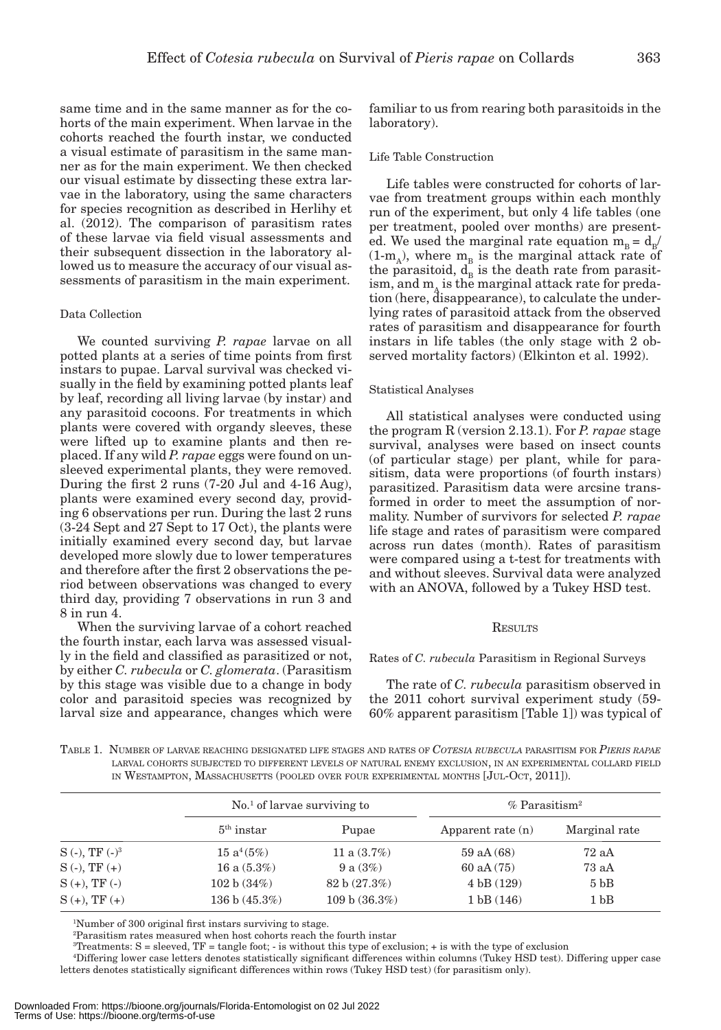same time and in the same manner as for the cohorts of the main experiment. When larvae in the cohorts reached the fourth instar, we conducted a visual estimate of parasitism in the same manner as for the main experiment. We then checked our visual estimate by dissecting these extra larvae in the laboratory, using the same characters for species recognition as described in Herlihy et al. (2012). The comparison of parasitism rates of these larvae via field visual assessments and their subsequent dissection in the laboratory allowed us to measure the accuracy of our visual assessments of parasitism in the main experiment.

### Data Collection

We counted surviving *P. rapae* larvae on all potted plants at a series of time points from first instars to pupae. Larval survival was checked visually in the field by examining potted plants leaf by leaf, recording all living larvae (by instar) and any parasitoid cocoons. For treatments in which plants were covered with organdy sleeves, these were lifted up to examine plants and then replaced. If any wild *P. rapae* eggs were found on unsleeved experimental plants, they were removed. During the first 2 runs (7-20 Jul and 4-16 Aug), plants were examined every second day, providing 6 observations per run. During the last 2 runs (3-24 Sept and 27 Sept to 17 Oct), the plants were initially examined every second day, but larvae developed more slowly due to lower temperatures and therefore after the first 2 observations the period between observations was changed to every third day, providing 7 observations in run 3 and 8 in run 4.

When the surviving larvae of a cohort reached the fourth instar, each larva was assessed visually in the field and classified as parasitized or not, by either *C. rubecula* or *C. glomerata*. (Parasitism by this stage was visible due to a change in body color and parasitoid species was recognized by larval size and appearance, changes which were familiar to us from rearing both parasitoids in the laboratory).

### Life Table Construction

Life tables were constructed for cohorts of larvae from treatment groups within each monthly run of the experiment, but only 4 life tables (one per treatment, pooled over months) are presented. We used the marginal rate equation $m_B = d_B/(1-m_A)$, where $m_B$ is the marginal attack rate of the parasitoid, $d_B$ is the death rate from parasitism, and $m_A$ is the marginal attack rate for predation (here, disappearance), to calculate the underlying rates of parasitoid attack from the observed rates of parasitism and disappearance for fourth instars in life tables (the only stage with 2 observed mortality factors) (Elkinton et al. 1992).

### Statistical Analyses

All statistical analyses were conducted using the program R (version 2.13.1). For *P. rapae* stage survival, analyses were based on insect counts (of particular stage) per plant, while for parasitism, data were proportions (of fourth instars) parasitized. Parasitism data were arcsine transformed in order to meet the assumption of normality. Number of survivors for selected *P. rapae* life stage and rates of parasitism were compared across run dates (month). Rates of parasitism were compared using a t-test for treatments with and without sleeves. Survival data were analyzed with an ANOVA, followed by a Tukey HSD test.

## Results

### Rates of *C. rubecula* Parasitism in Regional Surveys

The rate of *C. rubecula* parasitism observed in the 2011 cohort survival experiment study (59-60% apparent parasitism [Table 1]) was typical of

Table 1. Number of larvae reaching designated life stages and rates of *Cotesia rubecula* parasitism for *Pieris rapae* larval cohorts subjected to different levels of natural enemy exclusion, in an experimental collard field in Westampton, Massachusetts (pooled over four experimental months [Jul-Oct, 2011]).

| | No.[1] of larvae surviving to | | % Parasitism[2] | |
|---|---|---|---|---|
| | 5th instar | Pupae | Apparent rate (n) | Marginal rate |
| S (-), TF (-)[3] | 15 a[4] (5%) | 11 a (3.7%) | 59 aA (68) | 72 aA |
| S (-), TF (+) | 16 a (5.3%) | 9 a (3%) | 60 aA (75) | 73 aA |
| S (+), TF (-) | 102 b (34%) | 82 b (27.3%) | 4 bB (129) | 5 bB |
| S (+), TF (+) | 136 b (45.3%) | 109 b (36.3%) | 1 bB (146) | 1 bB |

[1]Number of 300 original first instars surviving to stage.

[2]Parasitism rates measured when host cohorts reach the fourth instar

[3]Treatments: S = sleeved, TF = tangle foot; - is without this type of exclusion; + is with the type of exclusion

[4]Differing lower case letters denotes statistically significant differences within columns (Tukey HSD test). Differing upper case letters denotes statistically significant differences within rows (Tukey HSD test) (for parasitism only).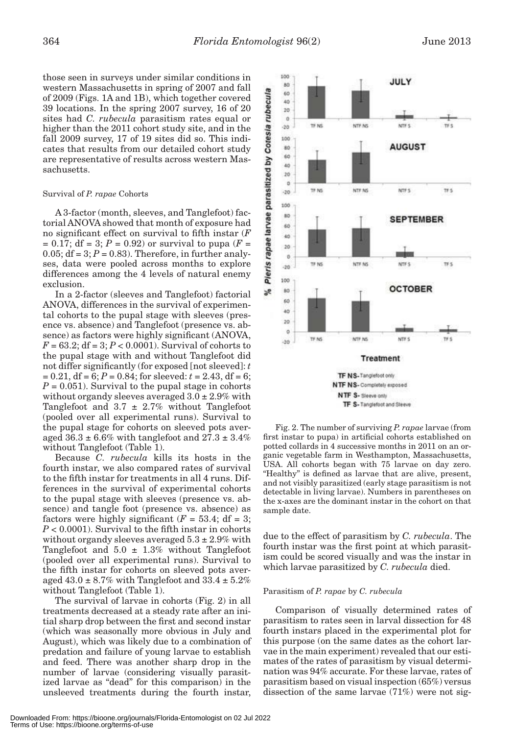those seen in surveys under similar conditions in western Massachusetts in spring of 2007 and fall of 2009 (Figs. 1A and 1B), which together covered 39 locations. In the spring 2007 survey, 16 of 20 sites had *C. rubecula* parasitism rates equal or higher than the 2011 cohort study site, and in the fall 2009 survey, 17 of 19 sites did so. This indicates that results from our detailed cohort study are representative of results across western Massachusetts.

### Survival of *P. rapae* Cohorts

A 3-factor (month, sleeves, and Tanglefoot) factorial ANOVA showed that month of exposure had no significant effect on survival to fifth instar ($F = 0.17$; df = 3; $P = 0.92$) or survival to pupa ($F = 0.05$; df = 3; $P = 0.83$). Therefore, in further analyses, data were pooled across months to explore differences among the 4 levels of natural enemy exclusion.

In a 2-factor (sleeves and Tanglefoot) factorial ANOVA, differences in the survival of experimental cohorts to the pupal stage with sleeves (presence vs. absence) and Tanglefoot (presence vs. absence) as factors were highly significant (ANOVA, $F = 63.2$; df = 3; $P < 0.0001$). Survival of cohorts to the pupal stage with and without Tanglefoot did not differ significantly (for exposed [not sleeved]: $t = 0.21$, df = 6; $P = 0.84$; for sleeved: $t = 2.43$, df = 6; $P = 0.051$). Survival to the pupal stage in cohorts without organdy sleeves averaged 3.0 ± 2.9% with Tanglefoot and 3.7 ± 2.7% without Tanglefoot (pooled over all experimental runs). Survival to the pupal stage for cohorts on sleeved pots averaged 36.3 ± 6.6% with tanglefoot and 27.3 ± 3.4% without Tanglefoot (Table 1).

Because *C. rubecula* kills its hosts in the fourth instar, we also compared rates of survival to the fifth instar for treatments in all 4 runs. Differences in the survival of experimental cohorts to the pupal stage with sleeves (presence vs. absence) and tangle foot (presence vs. absence) as factors were highly significant ($F = 53.4$; df = 3; $P < 0.0001$). Survival to the fifth instar in cohorts without organdy sleeves averaged 5.3 ± 2.9% with Tanglefoot and 5.0 ± 1.3% without Tanglefoot (pooled over all experimental runs). Survival to the fifth instar for cohorts on sleeved pots averaged 43.0 ± 8.7% with Tanglefoot and 33.4 ± 5.2% without Tanglefoot (Table 1).

The survival of larvae in cohorts (Fig. 2) in all treatments decreased at a steady rate after an initial sharp drop between the first and second instar (which was seasonally more obvious in July and August), which was likely due to a combination of predation and failure of young larvae to establish and feed. There was another sharp drop in the number of larvae (considering visually parasitized larvae as "dead" for this comparison) in the unsleeved treatments during the fourth instar, due to the effect of parasitism by *C. rubecula*. The fourth instar was the first point at which parasitism could be scored visually and was the instar in which larvae parasitized by *C. rubecula* died.

Fig. 2. The number of surviving *P. rapae* larvae (from first instar to pupa) in artificial cohorts established on potted collards in 4 successive months in 2011 on an organic vegetable farm in Westhampton, Massachusetts, USA. All cohorts began with 75 larvae on day zero. "Healthy" is defined as larvae that are alive, present, and not visibly parasitized (early stage parasitism is not detectable in living larvae). Numbers in parentheses on the x-axes are the dominant instar in the cohort on that sample date.

### Parasitism of *P. rapae* by *C. rubecula*

Comparison of visually determined rates of parasitism to rates seen in larval dissection for 48 fourth instars placed in the experimental plot for this purpose (on the same dates as the cohort larvae in the main experiment) revealed that our estimates of the rates of parasitism by visual determination was 94% accurate. For these larvae, rates of parasitism based on visual inspection (65%) versus dissection of the same larvae (71%) were not sig-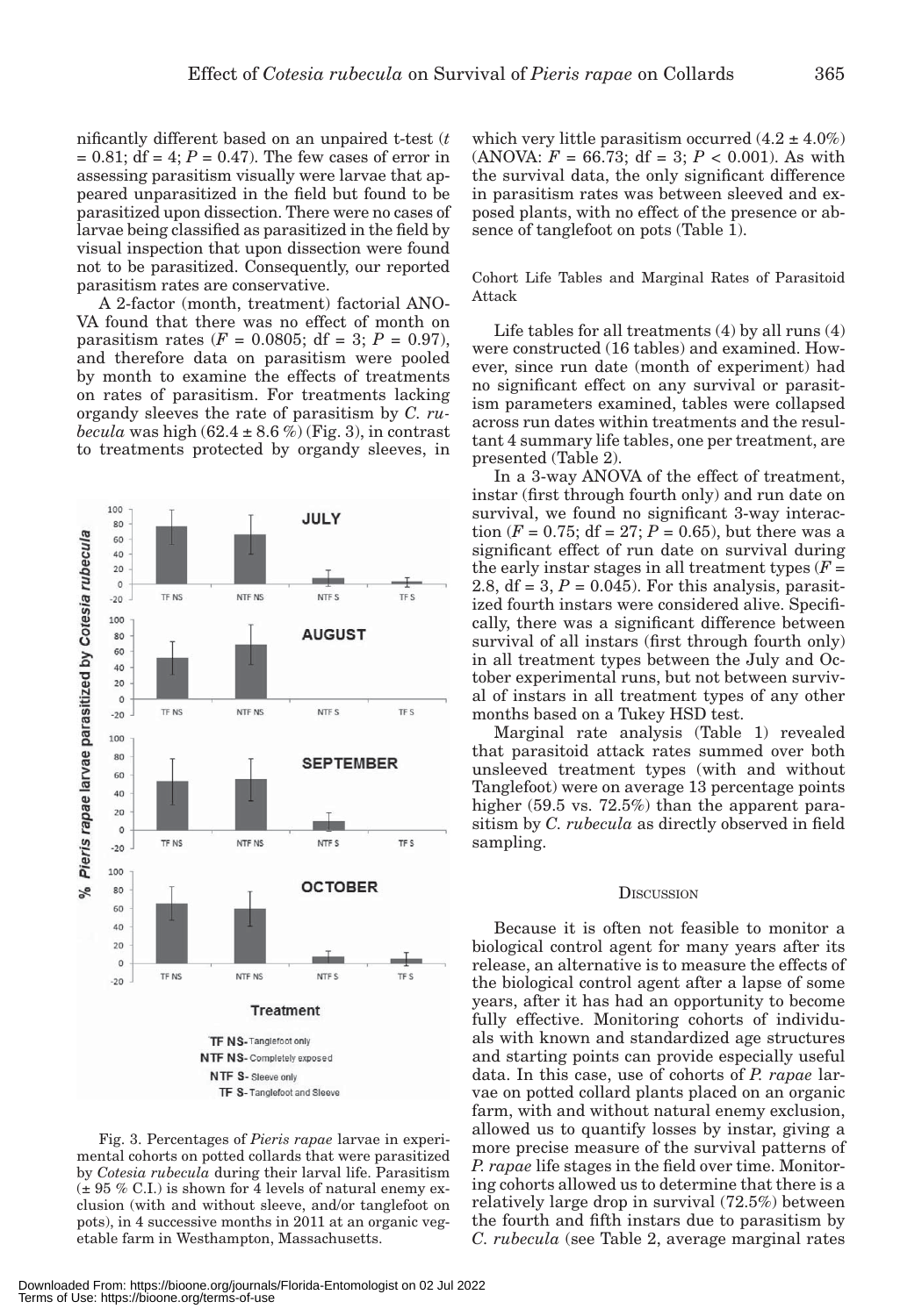nificantly different based on an unpaired t-test ($t = 0.81$; df = 4; $P = 0.47$). The few cases of error in assessing parasitism visually were larvae that appeared unparasitized in the field but found to be parasitized upon dissection. There were no cases of larvae being classified as parasitized in the field by visual inspection that upon dissection were found not to be parasitized. Consequently, our reported parasitism rates are conservative.

A 2-factor (month, treatment) factorial ANOVA found that there was no effect of month on parasitism rates ($F = 0.0805$; df = 3; $P = 0.97$), and therefore data on parasitism were pooled by month to examine the effects of treatments on rates of parasitism. For treatments lacking organdy sleeves the rate of parasitism by *C. rubecula* was high (62.4 ± 8.6 %) (Fig. 3), in contrast to treatments protected by organdy sleeves, in which very little parasitism occurred (4.2 ± 4.0%) (ANOVA: $F = 66.73$; df = 3; $P < 0.001$). As with the survival data, the only significant difference in parasitism rates was between sleeved and exposed plants, with no effect of the presence or absence of tanglefoot on pots (Table 1).

Fig. 3. Percentages of *Pieris rapae* larvae in experimental cohorts on potted collards that were parasitized by *Cotesia rubecula* during their larval life. Parasitism (± 95 % C.I.) is shown for 4 levels of natural enemy exclusion (with and without sleeve, and/or tanglefoot on pots), in 4 successive months in 2011 at an organic vegetable farm in Westhampton, Massachusetts.

### Cohort Life Tables and Marginal Rates of Parasitoid Attack

Life tables for all treatments (4) by all runs (4) were constructed (16 tables) and examined. However, since run date (month of experiment) had no significant effect on any survival or parasitism parameters examined, tables were collapsed across run dates within treatments and the resultant 4 summary life tables, one per treatment, are presented (Table 2).

In a 3-way ANOVA of the effect of treatment, instar (first through fourth only) and run date on survival, we found no significant 3-way interaction ($F = 0.75$; df = 27; $P = 0.65$), but there was a significant effect of run date on survival during the early instar stages in all treatment types ($F = 2.8$, df = 3, $P = 0.045$). For this analysis, parasitized fourth instars were considered alive. Specifically, there was a significant difference between survival of all instars (first through fourth only) in all treatment types between the July and October experimental runs, but not between survival of instars in all treatment types of any other months based on a Tukey HSD test.

Marginal rate analysis (Table 1) revealed that parasitoid attack rates summed over both unsleeved treatment types (with and without Tanglefoot) were on average 13 percentage points higher (59.5 vs. 72.5%) than the apparent parasitism by *C. rubecula* as directly observed in field sampling.

## Discussion

Because it is often not feasible to monitor a biological control agent for many years after its release, an alternative is to measure the effects of the biological control agent after a lapse of some years, after it has had an opportunity to become fully effective. Monitoring cohorts of individuals with known and standardized age structures and starting points can provide especially useful data. In this case, use of cohorts of *P. rapae* larvae on potted collard plants placed on an organic farm, with and without natural enemy exclusion, allowed us to quantify losses by instar, giving a more precise measure of the survival patterns of *P. rapae* life stages in the field over time. Monitoring cohorts allowed us to determine that there is a relatively large drop in survival (72.5%) between the fourth and fifth instars due to parasitism by *C. rubecula* (see Table 2, average marginal rates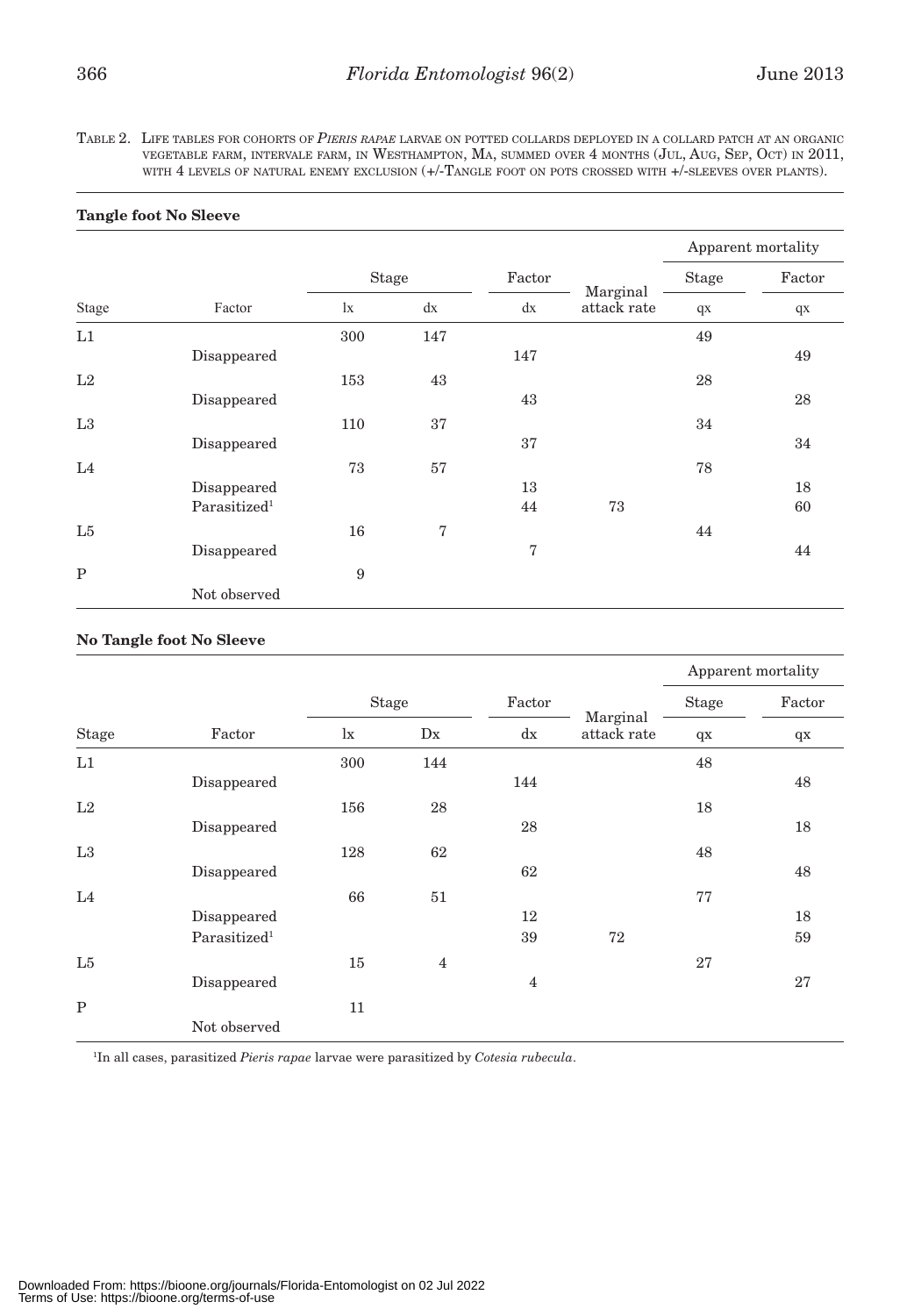Table 2. Life tables for cohorts of *Pieris rapae* larvae on potted collards deployed in a collard patch at an organic vegetable farm, Intervale Farm, in Westhampton, Ma, summed over 4 months (Jul, Aug, Sep, Oct) in 2011, with 4 levels of natural enemy exclusion (+/-Tangle foot on pots crossed with +/-sleeves over plants).

**Tangle foot No Sleeve**

| | | Stage | | Factor | Marginal attack rate | Apparent mortality | |
|---|---|---|---|---|---|---|---|
| | | | | | | Stage | Factor |
| Stage | Factor | lx | dx | dx | | qx | qx |
| L1 | | 300 | 147 | | | 49 | |
| | Disappeared | | | 147 | | | 49 |
| L2 | | 153 | 43 | | | 28 | |
| | Disappeared | | | 43 | | | 28 |
| L3 | | 110 | 37 | | | 34 | |
| | Disappeared | | | 37 | | | 34 |
| L4 | | 73 | 57 | | | 78 | |
| | Disappeared | | | 13 | | | 18 |
| | Parasitized[1] | | | 44 | 73 | | 60 |
| L5 | | 16 | 7 | | | 44 | |
| | Disappeared | | | 7 | | | 44 |
| P | | 9 | | | | | |
| | Not observed | | | | | | |

**No Tangle foot No Sleeve**

| | | Stage | | Factor | Marginal attack rate | Apparent mortality | |
|---|---|---|---|---|---|---|---|
| | | | | | | Stage | Factor |
| Stage | Factor | lx | Dx | dx | | qx | qx |
| L1 | | 300 | 144 | | | 48 | |
| | Disappeared | | | 144 | | | 48 |
| L2 | | 156 | 28 | | | 18 | |
| | Disappeared | | | 28 | | | 18 |
| L3 | | 128 | 62 | | | 48 | |
| | Disappeared | | | 62 | | | 48 |
| L4 | | 66 | 51 | | | 77 | |
| | Disappeared | | | 12 | | | 18 |
| | Parasitized[1] | | | 39 | 72 | | 59 |
| L5 | | 15 | 4 | | | 27 | |
| | Disappeared | | | 4 | | | 27 |
| P | | 11 | | | | | |
| | Not observed | | | | | | |

[1]In all cases, parasitized *Pieris rapae* larvae were parasitized by *Cotesia rubecula*.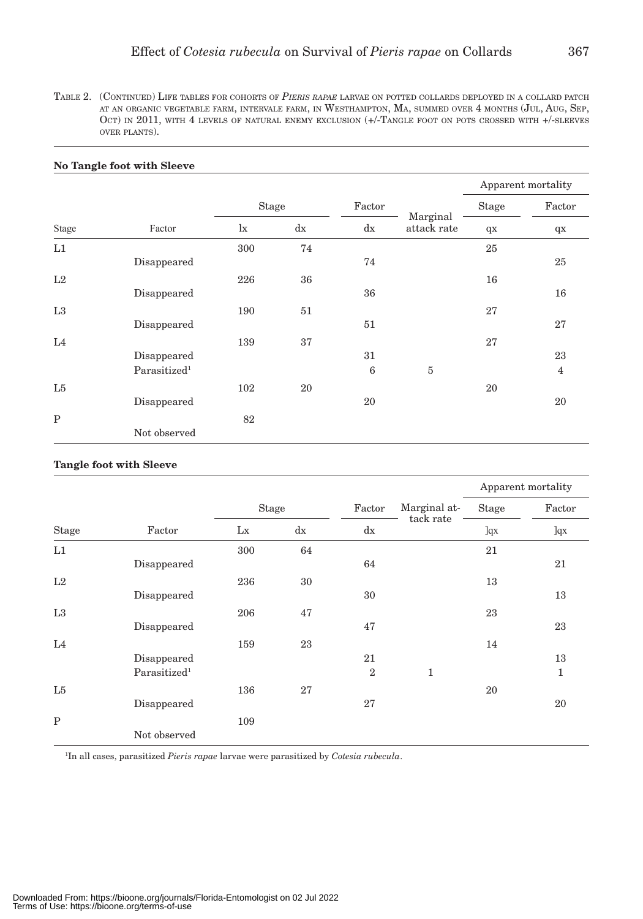Table 2. (Continued) Life tables for cohorts of *Pieris rapae* larvae on potted collards deployed in a collard patch at an organic vegetable farm, intervale farm, in Westhampton, Ma, summed over 4 months (Jul, Aug, Sep, Oct) in 2011, with 4 levels of natural enemy exclusion (+/-Tangle foot on pots crossed with +/-sleeves over plants).

**No Tangle foot with Sleeve**

| | | Stage | | Factor | | Apparent mortality | |
|---|---|---|---|---|---|---|---|
| Stage | Factor | lx | dx | dx | Marginal attack rate | Stage qx | Factor qx |
| L1 | | 300 | 74 | | | 25 | |
| | Disappeared | | | 74 | | | 25 |
| L2 | | 226 | 36 | | | 16 | |
| | Disappeared | | | 36 | | | 16 |
| L3 | | 190 | 51 | | | 27 | |
| | Disappeared | | | 51 | | | 27 |
| L4 | | 139 | 37 | | | 27 | |
| | Disappeared | | | 31 | | | 23 |
| | Parasitized[1] | | | 6 | 5 | | 4 |
| L5 | | 102 | 20 | | | 20 | |
| | Disappeared | | | 20 | | | 20 |
| P | | 82 | | | | | |
| | Not observed | | | | | | |

**Tangle foot with Sleeve**

| | | Stage | | Factor | | Apparent mortality | |
|---|---|---|---|---|---|---|---|
| Stage | Factor | Lx | dx | dx | Marginal attack rate | Stage ]qx | Factor ]qx |
| L1 | | 300 | 64 | | | 21 | |
| | Disappeared | | | 64 | | | 21 |
| L2 | | 236 | 30 | | | 13 | |
| | Disappeared | | | 30 | | | 13 |
| L3 | | 206 | 47 | | | 23 | |
| | Disappeared | | | 47 | | | 23 |
| L4 | | 159 | 23 | | | 14 | |
| | Disappeared | | | 21 | | | 13 |
| | Parasitized[1] | | | 2 | 1 | | 1 |
| L5 | | 136 | 27 | | | 20 | |
| | Disappeared | | | 27 | | | 20 |
| P | | 109 | | | | | |
| | Not observed | | | | | | |

[1]In all cases, parasitized *Pieris rapae* larvae were parasitized by *Cotesia rubecula*.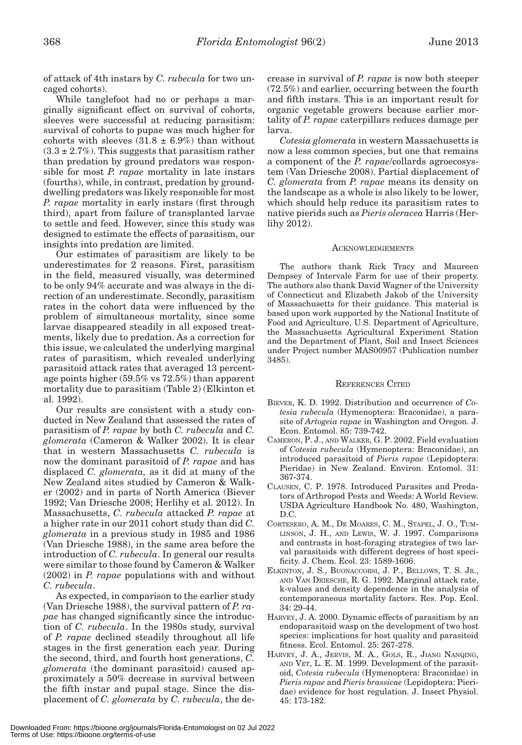of attack of 4th instars by *C. rubecula* for two uncaged cohorts).

While tanglefoot had no or perhaps a marginally significant effect on survival of cohorts, sleeves were successful at reducing parasitism: survival of cohorts to pupae was much higher for cohorts with sleeves ($31.8 \pm 6.9\%$) than without ($3.3 \pm 2.7\%$). This suggests that parasitism rather than predation by ground predators was responsible for most *P. rapae* mortality in late instars (fourths), while, in contrast, predation by ground-dwelling predators was likely responsible for most *P. rapae* mortality in early instars (first through third), apart from failure of transplanted larvae to settle and feed. However, since this study was designed to estimate the effects of parasitism, our insights into predation are limited.

Our estimates of parasitism are likely to be underestimates for 2 reasons. First, parasitism in the field, measured visually, was determined to be only 94% accurate and was always in the direction of an underestimate. Secondly, parasitism rates in the cohort data were influenced by the problem of simultaneous mortality, since some larvae disappeared steadily in all exposed treatments, likely due to predation. As a correction for this issue, we calculated the underlying marginal rates of parasitism, which revealed underlying parasitoid attack rates that averaged 13 percentage points higher (59.5% vs 72.5%) than apparent mortality due to parasitism (Table 2) (Elkinton et al. 1992).

Our results are consistent with a study conducted in New Zealand that assessed the rates of parasitism of *P. rapae* by both *C. rubecula* and *C. glomerata* (Cameron & Walker 2002). It is clear that in western Massachusetts *C. rubecula* is now the dominant parasitoid of *P. rapae* and has displaced *C. glomerata,* as it did at many of the New Zealand sites studied by Cameron & Walker (2002) and in parts of North America (Biever 1992; Van Driesche 2008; Herlihy et al. 2012). In Massachusetts, *C. rubecula* attacked *P. rapae* at a higher rate in our 2011 cohort study than did *C. glomerata* in a previous study in 1985 and 1986 (Van Driesche 1988), in the same area before the introduction of *C. rubecula*. In general our results were similar to those found by Cameron & Walker (2002) in *P. rapae* populations with and without *C. rubecula*.

As expected, in comparison to the earlier study (Van Driesche 1988), the survival pattern of *P. rapae* has changed significantly since the introduction of *C. rubecula*. In the 1980s study, survival of *P. rapae* declined steadily throughout all life stages in the first generation each year. During the second, third, and fourth host generations, *C. glomerata* (the dominant parasitoid) caused approximately a 50% decrease in survival between the fifth instar and pupal stage. Since the displacement of *C. glomerata* by *C. rubecula*, the decrease in survival of *P. rapae* is now both steeper (72.5%) and earlier, occurring between the fourth and fifth instars. This is an important result for organic vegetable growers because earlier mortality of *P. rapae* caterpillars reduces damage per larva.

*Cotesia glomerata* in western Massachusetts is now a less common species, but one that remains a component of the *P. rapae*/collards agroecosystem (Van Driesche 2008). Partial displacement of *C. glomerata* from *P. rapae* means its density on the landscape as a whole is also likely to be lower, which should help reduce its parasitism rates to native pierids such as *Pieris oleracea* Harris (Herlihy 2012).

## Acknowledgements

The authors thank Rick Tracy and Maureen Dempsey of Intervale Farm for use of their property. The authors also thank David Wagner of the University of Connecticut and Elizabeth Jakob of the University of Massachusetts for their guidance. This material is based upon work supported by the National Institute of Food and Agriculture, U.S. Department of Agriculture, the Massachusetts Agricultural Experiment Station and the Department of Plant, Soil and Insect Sciences under Project number MAS00957 (Publication number 3485).

## References Cited

Biever, K. D. 1992. Distribution and occurrence of *Cotesia rubecula* (Hymenoptera: Braconidae), a parasite of *Artogeia rapae* in Washington and Oregon. J. Econ. Entomol. 85: 739-742.

Cameron, P. J., and Walker, G. P. 2002. Field evaluation of *Cotesia rubecula* (Hymenoptera: Braconidae), an introduced parasitoid of *Pieris rapae* (Lepidoptera: Pieridae) in New Zealand. Environ. Entomol. 31: 367-374.

Clausen, C. P. 1978. Introduced Parasites and Predators of Arthropod Pests and Weeds: A World Review. USDA Agriculture Handbook No. 480, Washington, D.C.

Cortesero, A. M., De Moares, C. M., Stapel, J. O., Tumlinson, J. H., and Lewis, W. J. 1997. Comparisons and contrasts in host-foraging strategies of two larval parasitoids with different degrees of host specificity. J. Chem. Ecol. 23: 1589-1606.

Elkinton, J. S., Buonaccorsi, J. P., Bellows, T. S. Jr., and Van Driesche, R. G. 1992. Marginal attack rate, k-values and density dependence in the analysis of contemporaneous mortality factors. Res. Pop. Ecol. 34: 29-44.

Harvey, J. A. 2000. Dynamic effects of parasitism by an endoparasitoid wasp on the development of two host species: implications for host quality and parasitoid fitness. Ecol. Entomol. 25: 267-278.

Harvey, J. A., Jervis, M. A., Gols, R., Jiang Nanqing, and Vet, L. E. M. 1999. Development of the parasitoid, *Cotesia rubecula* (Hymenoptera: Braconidae) in *Pieris rapae* and *Pieris brassicae* (Lepidoptera: Pieridae) evidence for host regulation. J. Insect Physiol. 45: 173-182.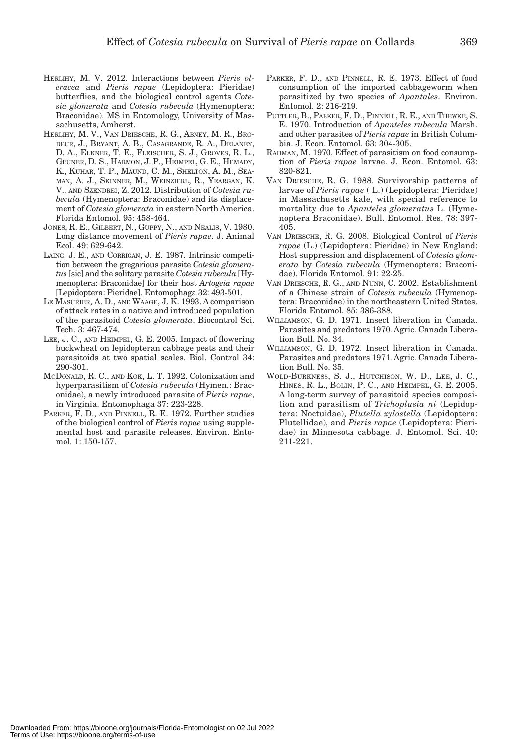Herlihy, M. V. 2012. Interactions between *Pieris oleracea* and *Pieris rapae* (Lepidoptera: Pieridae) butterflies, and the biological control agents *Cotesia glomerata* and *Cotesia rubecula* (Hymenoptera: Braconidae). MS in Entomology, University of Massachusetts, Amherst.

Herlihy, M. V., Van Driesche, R. G., Abney, M. R., Brodeur, J., Bryant, A. B., Casagrande, R. A., Delaney, D. A., Elkner, T. E., Fleischer, S. J., Groves, R. L., Gruner, D. S., Harmon, J. P., Heimpel, G. E., Hemady, K., Kuhar, T. P., Maund, C. M., Shelton, A. M., Seaman, A. J., Skinner, M., Weinzierl, R., Yeargan, K. V., and Szendrei, Z. 2012. Distribution of *Cotesia rubecula* (Hymenoptera: Braconidae) and its displacement of *Cotesia glomerata* in eastern North America. Florida Entomol. 95: 458-464.

Jones, R. E., Gilbert, N., Guppy, N., and Nealis, V. 1980. Long distance movement of *Pieris rapae*. J. Animal Ecol. 49: 629-642.

Laing, J. E., and Corrigan, J. E. 1987. Intrinsic competition between the gregarious parasite *Cotesia glomeratus* [sic] and the solitary parasite *Cotesia rubecula* [Hymenoptera: Braconidae] for their host *Artogeia rapae* [Lepidoptera: Pieridae]. Entomophaga 32: 493-501.

Le Masurier, A. D., and Waage, J. K. 1993. A comparison of attack rates in a native and introduced population of the parasitoid *Cotesia glomerata*. Biocontrol Sci. Tech. 3: 467-474.

Lee, J. C., and Heimpel, G. E. 2005. Impact of flowering buckwheat on lepidopteran cabbage pests and their parasitoids at two spatial scales. Biol. Control 34: 290-301.

McDonald, R. C., and Kok, L. T. 1992. Colonization and hyperparasitism of *Cotesia rubecula* (Hymen.: Braconidae), a newly introduced parasite of *Pieris rapae*, in Virginia. Entomophaga 37: 223-228.

Parker, F. D., and Pinnell, R. E. 1972. Further studies of the biological control of *Pieris rapae* using supplemental host and parasite releases. Environ. Entomol. 1: 150-157.

Parker, F. D., and Pinnell, R. E. 1973. Effect of food consumption of the imported cabbageworm when parasitized by two species of *Apantales*. Environ. Entomol. 2: 216-219.

Puttler, B., Parker, F. D., Pinnell, R. E., and Thewke, S. E. 1970. Introduction of *Apanteles rubecula* Marsh. and other parasites of *Pieris rapae* in British Columbia. J. Econ. Entomol. 63: 304-305.

Rahman, M. 1970. Effect of parasitism on food consumption of *Pieris rapae* larvae. J. Econ. Entomol. 63: 820-821.

Van Driesche, R. G. 1988. Survivorship patterns of larvae of *Pieris rapae* ( L.) (Lepidoptera: Pieridae) in Massachusetts kale, with special reference to mortality due to *Apanteles glomeratus* L. (Hymenoptera Braconidae). Bull. Entomol. Res. 78: 397-405.

Van Driesche, R. G. 2008. Biological Control of *Pieris rapae* (L.) (Lepidoptera: Pieridae) in New England: Host suppression and displacement of *Cotesia glomerata* by *Cotesia rubecula* (Hymenoptera: Braconidae). Florida Entomol. 91: 22-25.

Van Driesche, R. G., and Nunn, C. 2002. Establishment of a Chinese strain of *Cotesia rubecula* (Hymenoptera: Braconidae) in the northeastern United States. Florida Entomol. 85: 386-388.

Williamson, G. D. 1971. Insect liberation in Canada. Parasites and predators 1970. Agric. Canada Liberation Bull. No. 34.

Williamson, G. D. 1972. Insect liberation in Canada. Parasites and predators 1971. Agric. Canada Liberation Bull. No. 35.

Wold-Burkness, S. J., Hutchison, W. D., Lee, J. C., Hines, R. L., Bolin, P. C., and Heimpel, G. E. 2005. A long-term survey of parasitoid species composition and parasitism of *Trichoplusia ni* (Lepidoptera: Noctuidae), *Plutella xylostella* (Lepidoptera: Plutellidae), and *Pieris rapae* (Lepidoptera: Pieridae) in Minnesota cabbage. J. Entomol. Sci. 40: 211-221.